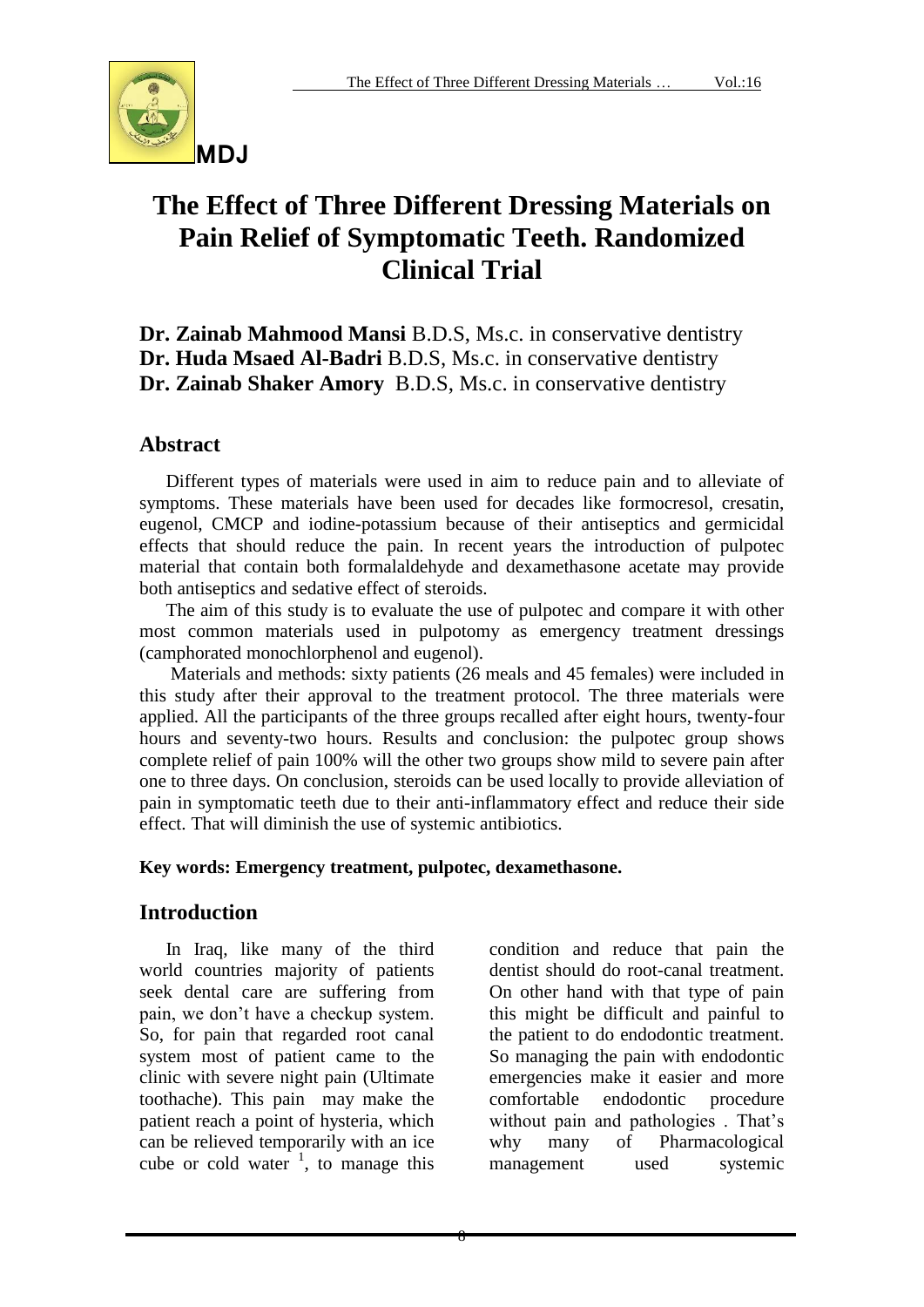# The Effect of Three Different Dressing Materials on Pain Relief of Symptomatic Teeth. Randomized Clinical Trial

**Dr. Zainab Mahmood Mansi** B.D.S, Ms.c. in conservative dentistry
**Dr. Huda Msaed Al-Badri** B.D.S, Ms.c. in conservative dentistry
**Dr. Zainab Shaker Amory** B.D.S, Ms.c. in conservative dentistry

## Abstract

Different types of materials were used in aim to reduce pain and to alleviate of symptoms. These materials have been used for decades like formocresol, cresatin, eugenol, CMCP and iodine-potassium because of their antiseptics and germicidal effects that should reduce the pain. In recent years the introduction of pulpotec material that contain both formalaldehyde and dexamethasone acetate may provide both antiseptics and sedative effect of steroids.

The aim of this study is to evaluate the use of pulpotec and compare it with other most common materials used in pulpotomy as emergency treatment dressings (camphorated monochlorphenol and eugenol).

Materials and methods: sixty patients (26 meals and 45 females) were included in this study after their approval to the treatment protocol. The three materials were applied. All the participants of the three groups recalled after eight hours, twenty-four hours and seventy-two hours. Results and conclusion: the pulpotec group shows complete relief of pain 100% will the other two groups show mild to severe pain after one to three days. On conclusion, steroids can be used locally to provide alleviation of pain in symptomatic teeth due to their anti-inflammatory effect and reduce their side effect. That will diminish the use of systemic antibiotics.

**Key words: Emergency treatment, pulpotec, dexamethasone.**

## Introduction

In Iraq, like many of the third world countries majority of patients seek dental care are suffering from pain, we don't have a checkup system. So, for pain that regarded root canal system most of patient came to the clinic with severe night pain (Ultimate toothache). This pain may make the patient reach a point of hysteria, which can be relieved temporarily with an ice cube or cold water [1], to manage this condition and reduce that pain the dentist should do root-canal treatment. On other hand with that type of pain this might be difficult and painful to the patient to do endodontic treatment. So managing the pain with endodontic emergencies make it easier and more comfortable endodontic procedure without pain and pathologies . That's why many of Pharmacological management used systemic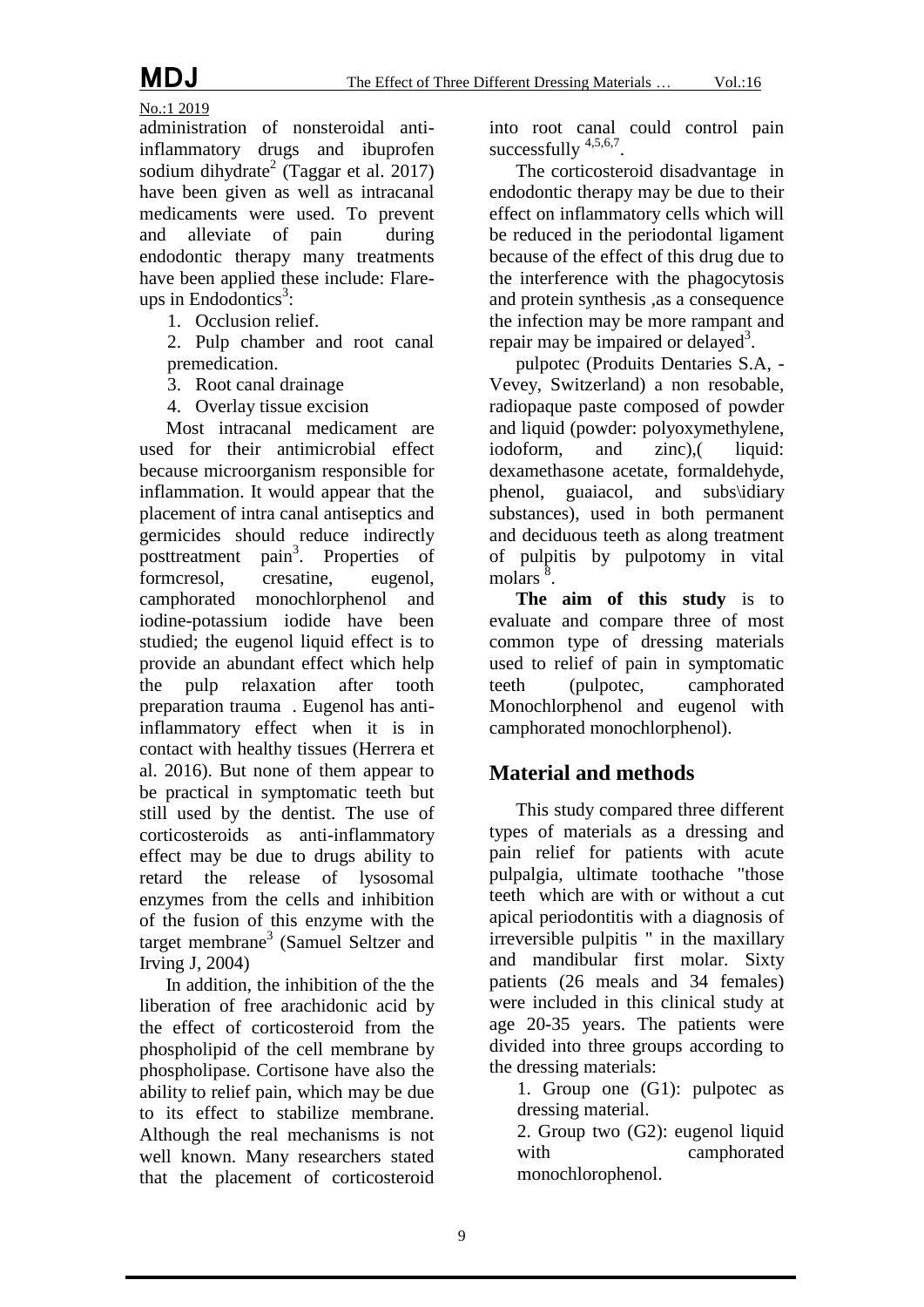administration of nonsteroidal anti-inflammatory drugs and ibuprofen sodium dihydrate[2] (Taggar et al. 2017) have been given as well as intracanal medicaments were used. To prevent and alleviate of pain during endodontic therapy many treatments have been applied these include: Flare-ups in Endodontics[3]:

1. Occlusion relief.
2. Pulp chamber and root canal premedication.
3. Root canal drainage
4. Overlay tissue excision

Most intracanal medicament are used for their antimicrobial effect because microorganism responsible for inflammation. It would appear that the placement of intra canal antiseptics and germicides should reduce indirectly posttreatment pain[3]. Properties of formcresol, cresatine, eugenol, camphorated monochlorphenol and iodine-potassium iodide have been studied; the eugenol liquid effect is to provide an abundant effect which help the pulp relaxation after tooth preparation trauma . Eugenol has anti-inflammatory effect when it is in contact with healthy tissues (Herrera et al. 2016). But none of them appear to be practical in symptomatic teeth but still used by the dentist. The use of corticosteroids as anti-inflammatory effect may be due to drugs ability to retard the release of lysosomal enzymes from the cells and inhibition of the fusion of this enzyme with the target membrane[3] (Samuel Seltzer and Irving J, 2004)

In addition, the inhibition of the the liberation of free arachidonic acid by the effect of corticosteroid from the phospholipid of the cell membrane by phospholipase. Cortisone have also the ability to relief pain, which may be due to its effect to stabilize membrane. Although the real mechanisms is not well known. Many researchers stated that the placement of corticosteroid into root canal could control pain successfully [4,5,6,7].

The corticosteroid disadvantage in endodontic therapy may be due to their effect on inflammatory cells which will be reduced in the periodontal ligament because of the effect of this drug due to the interference with the phagocytosis and protein synthesis ,as a consequence the infection may be more rampant and repair may be impaired or delayed[3].

pulpotec (Produits Dentaries S.A, -Vevey, Switzerland) a non resobable, radiopaque paste composed of powder and liquid (powder: polyoxymethylene, iodoform, and zinc),( liquid: dexamethasone acetate, formaldehyde, phenol, guaiacol, and subs\idiary substances), used in both permanent and deciduous teeth as along treatment of pulpitis by pulpotomy in vital molars [8].

**The aim of this study** is to evaluate and compare three of most common type of dressing materials used to relief of pain in symptomatic teeth (pulpotec, camphorated Monochlorphenol and eugenol with camphorated monochlorphenol).

## Material and methods

This study compared three different types of materials as a dressing and pain relief for patients with acute pulpalgia, ultimate toothache "those teeth which are with or without a cut apical periodontitis with a diagnosis of irreversible pulpitis " in the maxillary and mandibular first molar. Sixty patients (26 meals and 34 females) were included in this clinical study at age 20-35 years. The patients were divided into three groups according to the dressing materials:

1. Group one (G1): pulpotec as dressing material.
2. Group two (G2): eugenol liquid with camphorated monochlorophenol.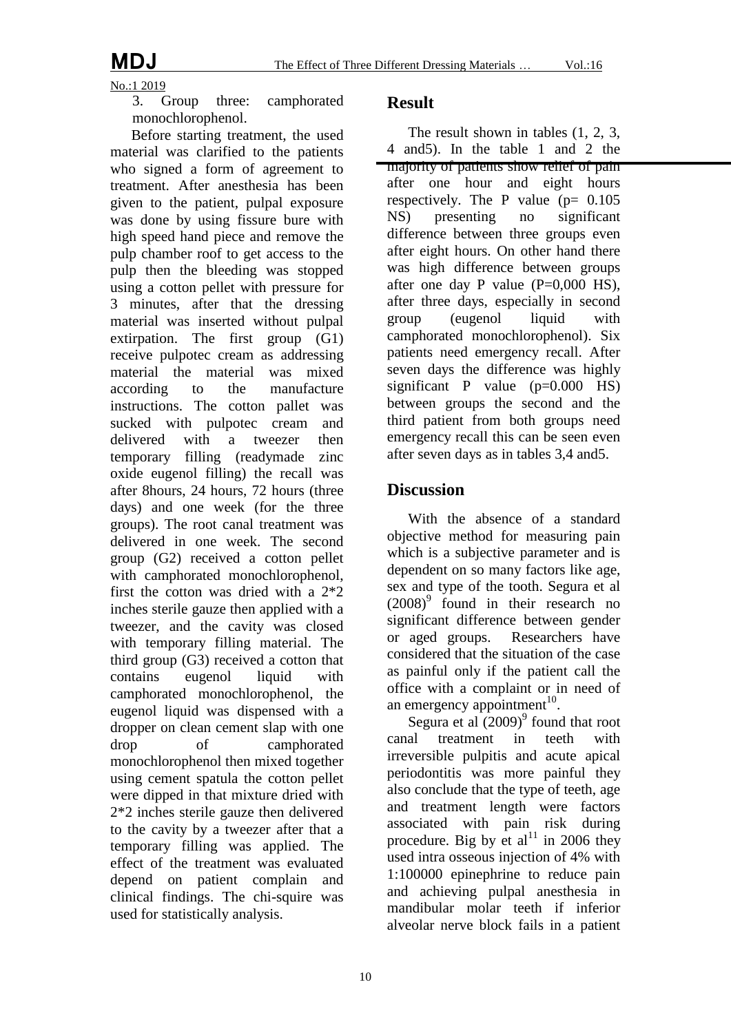3. Group three: camphorated monochlorophenol.

Before starting treatment, the used material was clarified to the patients who signed a form of agreement to treatment. After anesthesia has been given to the patient, pulpal exposure was done by using fissure bure with high speed hand piece and remove the pulp chamber roof to get access to the pulp then the bleeding was stopped using a cotton pellet with pressure for 3 minutes, after that the dressing material was inserted without pulpal extirpation. The first group (G1) receive pulpotec cream as addressing material the material was mixed according to the manufacture instructions. The cotton pallet was sucked with pulpotec cream and delivered with a tweezer then temporary filling (readymade zinc oxide eugenol filling) the recall was after 8hours, 24 hours, 72 hours (three days) and one week (for the three groups). The root canal treatment was delivered in one week. The second group (G2) received a cotton pellet with camphorated monochlorophenol, first the cotton was dried with a 2*2 inches sterile gauze then applied with a tweezer, and the cavity was closed with temporary filling material. The third group (G3) received a cotton that contains eugenol liquid with camphorated monochlorophenol, the eugenol liquid was dispensed with a dropper on clean cement slap with one drop of camphorated monochlorophenol then mixed together using cement spatula the cotton pellet were dipped in that mixture dried with 2*2 inches sterile gauze then delivered to the cavity by a tweezer after that a temporary filling was applied. The effect of the treatment was evaluated depend on patient complain and clinical findings. The chi-squire was used for statistically analysis.

## Result

The result shown in tables (1, 2, 3, 4 and5). In the table 1 and 2 the majority of patients show relief of pain after one hour and eight hours respectively. The P value (p= 0.105 NS) presenting no significant difference between three groups even after eight hours. On other hand there was high difference between groups after one day P value (P=0,000 HS), after three days, especially in second group (eugenol liquid with camphorated monochlorophenol). Six patients need emergency recall. After seven days the difference was highly significant P value (p=0.000 HS) between groups the second and the third patient from both groups need emergency recall this can be seen even after seven days as in tables 3,4 and5.

## Discussion

With the absence of a standard objective method for measuring pain which is a subjective parameter and is dependent on so many factors like age, sex and type of the tooth. Segura et al (2008)[9] found in their research no significant difference between gender or aged groups. Researchers have considered that the situation of the case as painful only if the patient call the office with a complaint or in need of an emergency appointment[10].

Segura et al (2009)[9] found that root canal treatment in teeth with irreversible pulpitis and acute apical periodontitis was more painful they also conclude that the type of teeth, age and treatment length were factors associated with pain risk during procedure. Big by et al[11] in 2006 they used intra osseous injection of 4% with 1:100000 epinephrine to reduce pain and achieving pulpal anesthesia in mandibular molar teeth if inferior alveolar nerve block fails in a patient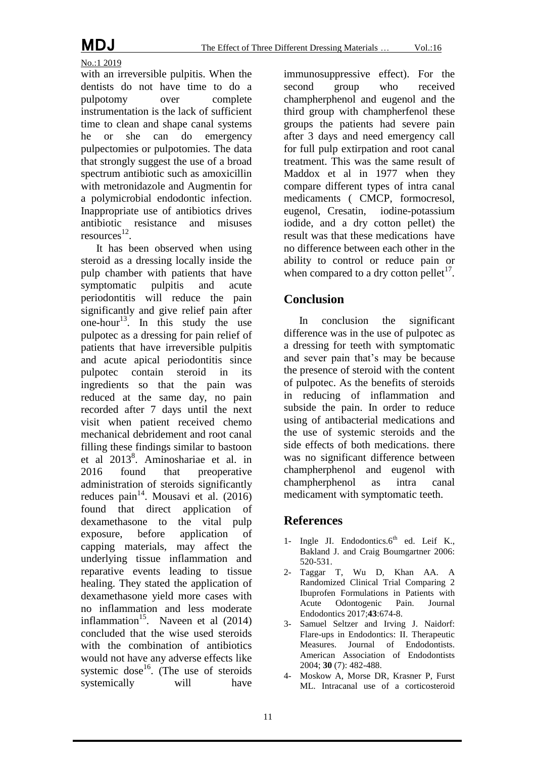with an irreversible pulpitis. When the dentists do not have time to do a pulpotomy over complete instrumentation is the lack of sufficient time to clean and shape canal systems he or she can do emergency pulpectomies or pulpotomies. The data that strongly suggest the use of a broad spectrum antibiotic such as amoxicillin with metronidazole and Augmentin for a polymicrobial endodontic infection. Inappropriate use of antibiotics drives antibiotic resistance and misuses resources[12].

It has been observed when using steroid as a dressing locally inside the pulp chamber with patients that have symptomatic pulpitis and acute periodontitis will reduce the pain significantly and give relief pain after one-hour[13]. In this study the use pulpotec as a dressing for pain relief of patients that have irreversible pulpitis and acute apical periodontitis since pulpotec contain steroid in its ingredients so that the pain was reduced at the same day, no pain recorded after 7 days until the next visit when patient received chemo mechanical debridement and root canal filling these findings similar to bastoon et al 2013[8]. Aminoshariae et al. in 2016 found that preoperative administration of steroids significantly reduces pain[14]. Mousavi et al. (2016) found that direct application of dexamethasone to the vital pulp exposure, before application of capping materials, may affect the underlying tissue inflammation and reparative events leading to tissue healing. They stated the application of dexamethasone yield more cases with no inflammation and less moderate inflammation[15]. Naveen et al (2014) concluded that the wise used steroids with the combination of antibiotics would not have any adverse effects like systemic dose[16]. (The use of steroids systemically will have immunosuppressive effect). For the second group who received champherphenol and eugenol and the third group with champherfenol these groups the patients had severe pain after 3 days and need emergency call for full pulp extirpation and root canal treatment. This was the same result of Maddox et al in 1977 when they compare different types of intra canal medicaments ( CMCP, formocresol, eugenol, Cresatin, iodine-potassium iodide, and a dry cotton pellet) the result was that these medications have no difference between each other in the ability to control or reduce pain or when compared to a dry cotton pellet[17].

## Conclusion

In conclusion the significant difference was in the use of pulpotec as a dressing for teeth with symptomatic and sever pain that's may be because the presence of steroid with the content of pulpotec. As the benefits of steroids in reducing of inflammation and subside the pain. In order to reduce using of antibacterial medications and the use of systemic steroids and the side effects of both medications. there was no significant difference between champherphenol and eugenol with champherphenol as intra canal medicament with symptomatic teeth.

## References

1- Ingle JI. Endodontics.6th ed. Leif K., Bakland J. and Craig Boumgartner 2006: 520-531.

2- Taggar T, Wu D, Khan AA. A Randomized Clinical Trial Comparing 2 Ibuprofen Formulations in Patients with Acute Odontogenic Pain. Journal Endodontics 2017;**43**:674-8.

3- Samuel Seltzer and Irving J. Naidorf: Flare-ups in Endodontics: II. Therapeutic Measures. Journal of Endodontists. American Association of Endodontists 2004; **30** (7): 482-488.

4- Moskow A, Morse DR, Krasner P, Furst ML. Intracanal use of a corticosteroid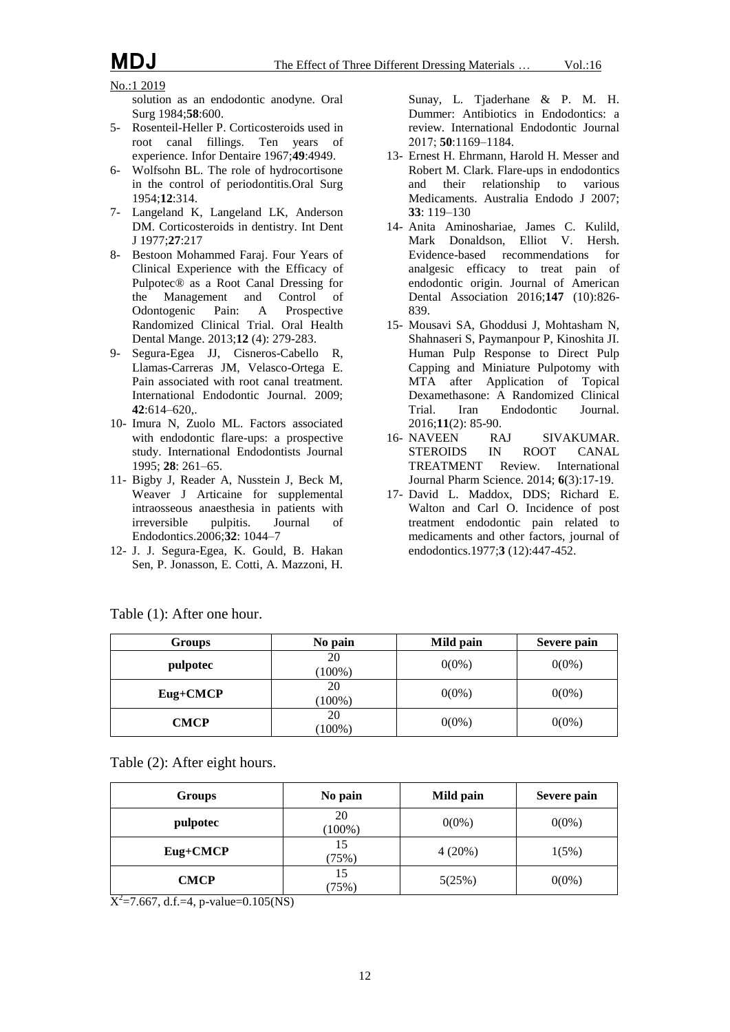solution as an endodontic anodyne. Oral Surg 1984;**58**:600.

5- Rosenteil-Heller P. Corticosteroids used in root canal fillings. Ten years of experience. Infor Dentaire 1967;**49**:4949.
6- Wolfsohn BL. The role of hydrocortisone in the control of periodontitis.Oral Surg 1954;**12**:314.
7- Langeland K, Langeland LK, Anderson DM. Corticosteroids in dentistry. Int Dent J 1977;**27**:217
8- Bestoon Mohammed Faraj. Four Years of Clinical Experience with the Efficacy of Pulpotec® as a Root Canal Dressing for the Management and Control of Odontogenic Pain: A Prospective Randomized Clinical Trial. Oral Health Dental Mange. 2013;**12** (4): 279-283.
9- Segura-Egea JJ, Cisneros-Cabello R, Llamas-Carreras JM, Velasco-Ortega E. Pain associated with root canal treatment. International Endodontic Journal. 2009; **42**:614–620,.
10- Imura N, Zuolo ML. Factors associated with endodontic flare-ups: a prospective study. International Endodontists Journal 1995; **28**: 261–65.
11- Bigby J, Reader A, Nusstein J, Beck M, Weaver J Articaine for supplemental intraosseous anaesthesia in patients with irreversible pulpitis. Journal of Endodontics.2006;**32**: 1044–7
12- J. J. Segura-Egea, K. Gould, B. Hakan Sen, P. Jonasson, E. Cotti, A. Mazzoni, H. Sunay, L. Tjaderhane & P. M. H. Dummer: Antibiotics in Endodontics: a review. International Endodontic Journal 2017; **50**:1169–1184.
13- Ernest H. Ehrmann, Harold H. Messer and Robert M. Clark. Flare-ups in endodontics and their relationship to various Medicaments. Australia Endodo J 2007; **33**: 119–130
14- Anita Aminoshariae, James C. Kulild, Mark Donaldson, Elliot V. Hersh. Evidence-based recommendations for analgesic efficacy to treat pain of endodontic origin. Journal of American Dental Association 2016;**147** (10):826-839.
15- Mousavi SA, Ghoddusi J, Mohtasham N, Shahnaseri S, Paymanpour P, Kinoshita JI. Human Pulp Response to Direct Pulp Capping and Miniature Pulpotomy with MTA after Application of Topical Dexamethasone: A Randomized Clinical Trial. Iran Endodontic Journal. 2016;**11**(2): 85-90.
16- NAVEEN RAJ SIVAKUMAR. STEROIDS IN ROOT CANAL TREATMENT Review. International Journal Pharm Science. 2014; **6**(3):17-19.
17- David L. Maddox, DDS; Richard E. Walton and Carl O. Incidence of post treatment endodontic pain related to medicaments and other factors, journal of endodontics.1977;**3** (12):447-452.

Table (1): After one hour.

| Groups | No pain | Mild pain | Severe pain |
|---|---|---|---|
| **pulpotec** | 20 (100%) | 0(0%) | 0(0%) |
| **Eug+CMCP** | 20 (100%) | 0(0%) | 0(0%) |
| **CMCP** | 20 (100%) | 0(0%) | 0(0%) |

Table (2): After eight hours.

| Groups | No pain | Mild pain | Severe pain |
|---|---|---|---|
| **pulpotec** | 20 (100%) | 0(0%) | 0(0%) |
| **Eug+CMCP** | 15 (75%) | 4 (20%) | 1(5%) |
| **CMCP** | 15 (75%) | 5(25%) | 0(0%) |

$X^2$=7.667, d.f.=4, p-value=0.105(NS)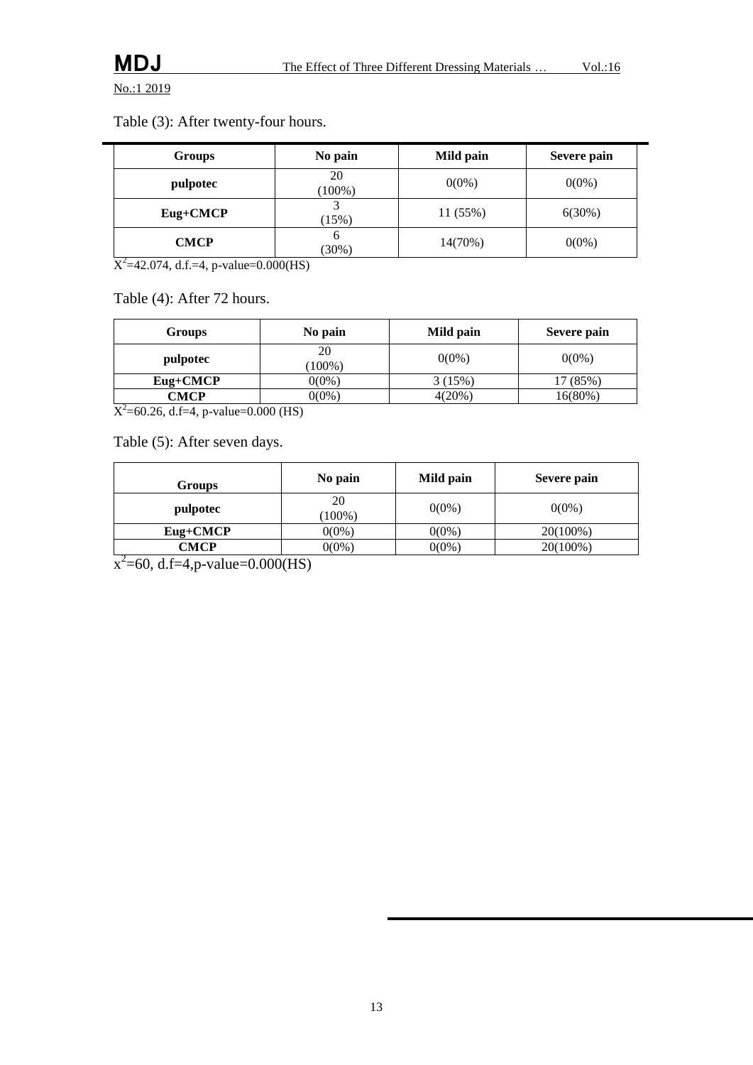Table (3): After twenty-four hours.

| Groups | No pain | Mild pain | Severe pain |
|---|---|---|---|
| pulpotec | 20 (100%) | 0(0%) | 0(0%) |
| Eug+CMCP | 3 (15%) | 11 (55%) | 6(30%) |
| CMCP | 6 (30%) | 14(70%) | 0(0%) |

$X^2$=42.074, d.f.=4, p-value=0.000(HS)

Table (4): After 72 hours.

| Groups | No pain | Mild pain | Severe pain |
|---|---|---|---|
| pulpotec | 20 (100%) | 0(0%) | 0(0%) |
| Eug+CMCP | 0(0%) | 3 (15%) | 17 (85%) |
| CMCP | 0(0%) | 4(20%) | 16(80%) |

$X^2$=60.26, d.f=4, p-value=0.000 (HS)

Table (5): After seven days.

| Groups | No pain | Mild pain | Severe pain |
|---|---|---|---|
| pulpotec | 20 (100%) | 0(0%) | 0(0%) |
| Eug+CMCP | 0(0%) | 0(0%) | 20(100%) |
| CMCP | 0(0%) | 0(0%) | 20(100%) |

$x^2$=60, d.f=4,p-value=0.000(HS)